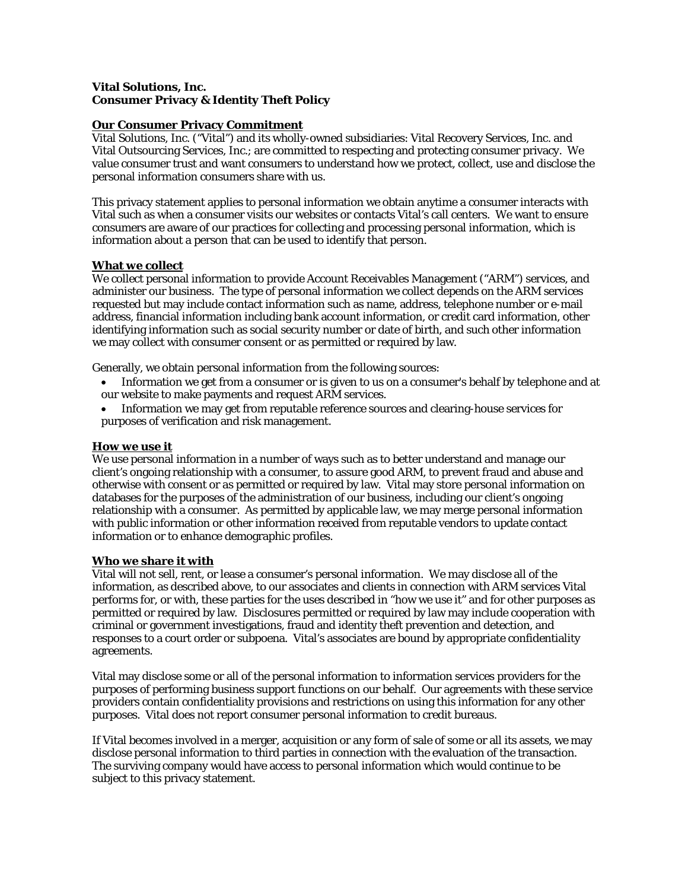**Vital Solutions, Inc.**
**Consumer Privacy & Identity Theft Policy**

## Our Consumer Privacy Commitment

Vital Solutions, Inc. ("Vital") and its wholly-owned subsidiaries: Vital Recovery Services, Inc. and Vital Outsourcing Services, Inc.; are committed to respecting and protecting consumer privacy. We value consumer trust and want consumers to understand how we protect, collect, use and disclose the personal information consumers share with us.

This privacy statement applies to personal information we obtain anytime a consumer interacts with Vital such as when a consumer visits our websites or contacts Vital's call centers. We want to ensure consumers are aware of our practices for collecting and processing personal information, which is information about a person that can be used to identify that person.

## What we collect

We collect personal information to provide Account Receivables Management ("ARM") services, and administer our business. The type of personal information we collect depends on the ARM services requested but may include contact information such as name, address, telephone number or e-mail address, financial information including bank account information, or credit card information, other identifying information such as social security number or date of birth, and such other information we may collect with consumer consent or as permitted or required by law.

Generally, we obtain personal information from the following sources:

- Information we get from a consumer or is given to us on a consumer's behalf by telephone and at our website to make payments and request ARM services.
- Information we may get from reputable reference sources and clearing-house services for purposes of verification and risk management.

## How we use it

We use personal information in a number of ways such as to better understand and manage our client's ongoing relationship with a consumer, to assure good ARM, to prevent fraud and abuse and otherwise with consent or as permitted or required by law. Vital may store personal information on databases for the purposes of the administration of our business, including our client's ongoing relationship with a consumer. As permitted by applicable law, we may merge personal information with public information or other information received from reputable vendors to update contact information or to enhance demographic profiles.

## Who we share it with

Vital will not sell, rent, or lease a consumer's personal information. We may disclose all of the information, as described above, to our associates and clients in connection with ARM services Vital performs for, or with, these parties for the uses described in "how we use it" and for other purposes as permitted or required by law. Disclosures permitted or required by law may include cooperation with criminal or government investigations, fraud and identity theft prevention and detection, and responses to a court order or subpoena. Vital's associates are bound by appropriate confidentiality agreements.

Vital may disclose some or all of the personal information to information services providers for the purposes of performing business support functions on our behalf. Our agreements with these service providers contain confidentiality provisions and restrictions on using this information for any other purposes. Vital does not report consumer personal information to credit bureaus.

If Vital becomes involved in a merger, acquisition or any form of sale of some or all its assets, we may disclose personal information to third parties in connection with the evaluation of the transaction. The surviving company would have access to personal information which would continue to be subject to this privacy statement.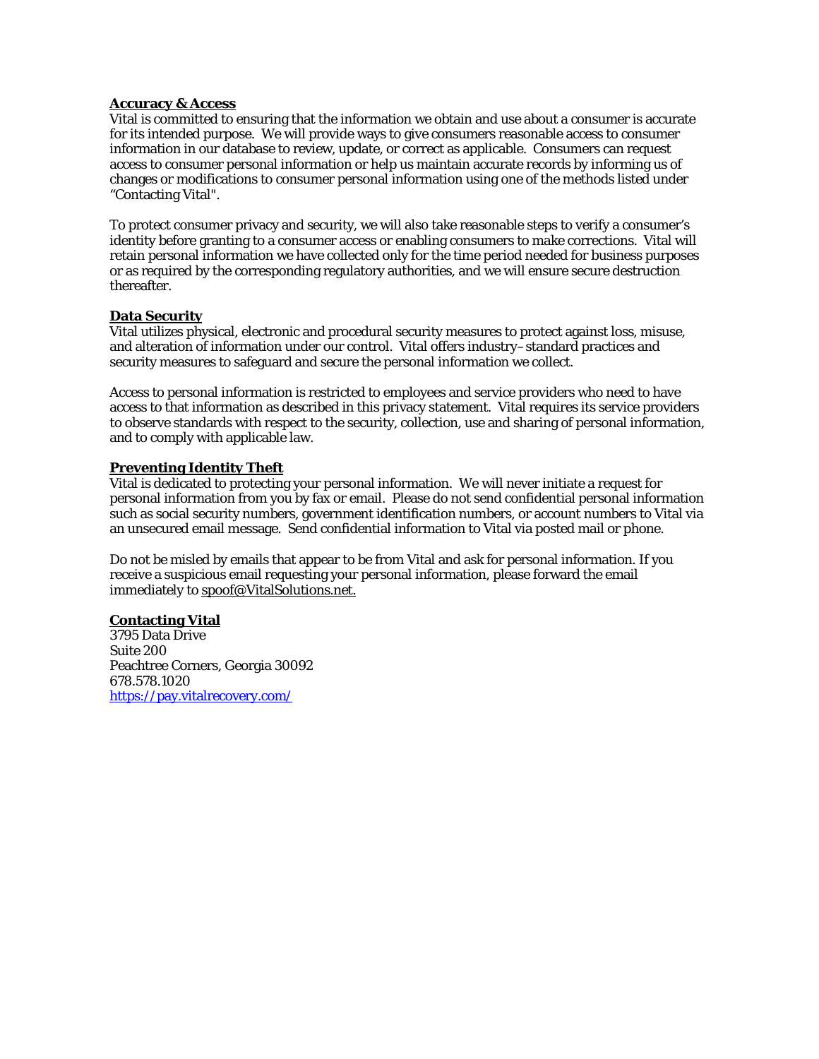**Accuracy & Access**

Vital is committed to ensuring that the information we obtain and use about a consumer is accurate for its intended purpose. We will provide ways to give consumers reasonable access to consumer information in our database to review, update, or correct as applicable. Consumers can request access to consumer personal information or help us maintain accurate records by informing us of changes or modifications to consumer personal information using one of the methods listed under "Contacting Vital".

To protect consumer privacy and security, we will also take reasonable steps to verify a consumer's identity before granting to a consumer access or enabling consumers to make corrections. Vital will retain personal information we have collected only for the time period needed for business purposes or as required by the corresponding regulatory authorities, and we will ensure secure destruction thereafter.

**Data Security**

Vital utilizes physical, electronic and procedural security measures to protect against loss, misuse, and alteration of information under our control. Vital offers industry–standard practices and security measures to safeguard and secure the personal information we collect.

Access to personal information is restricted to employees and service providers who need to have access to that information as described in this privacy statement. Vital requires its service providers to observe standards with respect to the security, collection, use and sharing of personal information, and to comply with applicable law.

**Preventing Identity Theft**

Vital is dedicated to protecting your personal information. We will never initiate a request for personal information from you by fax or email. Please do not send confidential personal information such as social security numbers, government identification numbers, or account numbers to Vital via an unsecured email message. Send confidential information to Vital via posted mail or phone.

Do not be misled by emails that appear to be from Vital and ask for personal information. If you receive a suspicious email requesting your personal information, please forward the email immediately to spoof@VitalSolutions.net.

**Contacting Vital**

3795 Data Drive
Suite 200
Peachtree Corners, Georgia 30092
678.578.1020
https://pay.vitalrecovery.com/